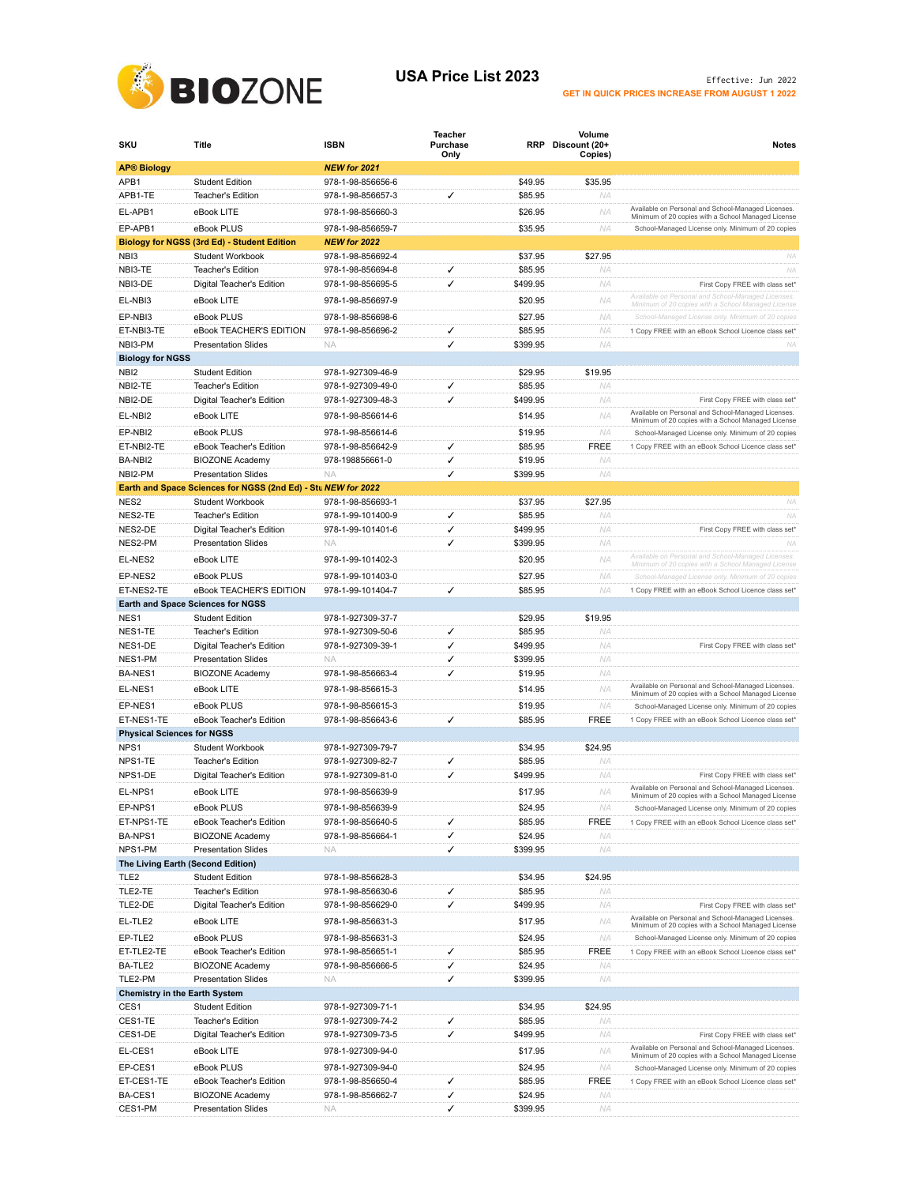# BIOZONE

## USA Price List 2023

Effective: Jun 2022

**GET IN QUICK PRICES INCREASE FROM AUGUST 1 2022**

| SKU | Title | ISBN | Teacher Purchase Only | RRP | Volume Discount (20+ Copies) | Notes |
|---|---|---|---|---|---|---|
| **AP® Biology** | | ***NEW for 2021*** | | | | |
| APB1 | Student Edition | 978-1-98-856656-6 | | $49.95 | $35.95 | |
| APB1-TE | Teacher's Edition | 978-1-98-856657-3 | ✓ | $85.95 | NA | |
| EL-APB1 | eBook LITE | 978-1-98-856660-3 | | $26.95 | NA | Available on Personal and School-Managed Licenses. Minimum of 20 copies with a School Managed License |
| EP-APB1 | eBook PLUS | 978-1-98-856659-7 | | $35.95 | NA | School-Managed License only. Minimum of 20 copies |
| **Biology for NGSS (3rd Ed) - Student Edition** | | ***NEW for 2022*** | | | | |
| NBI3 | Student Workbook | 978-1-98-856692-4 | | $37.95 | $27.95 | NA |
| NBI3-TE | Teacher's Edition | 978-1-98-856694-8 | ✓ | $85.95 | NA | NA |
| NBI3-DE | Digital Teacher's Edition | 978-1-98-856695-5 | ✓ | $499.95 | NA | First Copy FREE with class set* |
| EL-NBI3 | eBook LITE | 978-1-98-856697-9 | | $20.95 | NA | Available on Personal and School-Managed Licenses. Minimum of 20 copies with a School Managed License |
| EP-NBI3 | eBook PLUS | 978-1-98-856698-6 | | $27.95 | NA | School-Managed License only. Minimum of 20 copies |
| ET-NBI3-TE | eBook TEACHER'S EDITION | 978-1-98-856696-2 | ✓ | $85.95 | NA | 1 Copy FREE with an eBook School Licence class set* |
| NBI3-PM | Presentation Slides | NA | ✓ | $399.95 | NA | NA |
| **Biology for NGSS** | | | | | | |
| NBI2 | Student Edition | 978-1-927309-46-9 | | $29.95 | $19.95 | |
| NBI2-TE | Teacher's Edition | 978-1-927309-49-0 | ✓ | $85.95 | NA | |
| NBI2-DE | Digital Teacher's Edition | 978-1-927309-48-3 | ✓ | $499.95 | NA | First Copy FREE with class set* |
| EL-NBI2 | eBook LITE | 978-1-98-856614-6 | | $14.95 | NA | Available on Personal and School-Managed Licenses. Minimum of 20 copies with a School Managed License |
| EP-NBI2 | eBook PLUS | 978-1-98-856614-6 | | $19.95 | NA | School-Managed License only. Minimum of 20 copies |
| ET-NBI2-TE | eBook Teacher's Edition | 978-1-98-856642-9 | ✓ | $85.95 | FREE | 1 Copy FREE with an eBook School Licence class set* |
| BA-NBI2 | BIOZONE Academy | 978-198856661-0 | ✓ | $19.95 | NA | |
| NBI2-PM | Presentation Slides | NA | ✓ | $399.95 | NA | |
| **Earth and Space Sciences for NGSS (2nd Ed) - Stu** | | ***NEW for 2022*** | | | | |
| NES2 | Student Workbook | 978-1-98-856693-1 | | $37.95 | $27.95 | NA |
| NES2-TE | Teacher's Edition | 978-1-99-101400-9 | ✓ | $85.95 | NA | NA |
| NES2-DE | Digital Teacher's Edition | 978-1-99-101401-6 | ✓ | $499.95 | NA | First Copy FREE with class set* |
| NES2-PM | Presentation Slides | NA | ✓ | $399.95 | NA | NA |
| EL-NES2 | eBook LITE | 978-1-99-101402-3 | | $20.95 | NA | Available on Personal and School-Managed Licenses. Minimum of 20 copies with a School Managed License |
| EP-NES2 | eBook PLUS | 978-1-99-101403-0 | | $27.95 | NA | School-Managed License only. Minimum of 20 copies |
| ET-NES2-TE | eBook TEACHER'S EDITION | 978-1-99-101404-7 | ✓ | $85.95 | NA | 1 Copy FREE with an eBook School Licence class set* |
| **Earth and Space Sciences for NGSS** | | | | | | |
| NES1 | Student Edition | 978-1-927309-37-7 | | $29.95 | $19.95 | |
| NES1-TE | Teacher's Edition | 978-1-927309-50-6 | ✓ | $85.95 | NA | |
| NES1-DE | Digital Teacher's Edition | 978-1-927309-39-1 | ✓ | $499.95 | NA | First Copy FREE with class set* |
| NES1-PM | Presentation Slides | NA | ✓ | $399.95 | NA | |
| BA-NES1 | BIOZONE Academy | 978-1-98-856663-4 | ✓ | $19.95 | NA | |
| EL-NES1 | eBook LITE | 978-1-98-856615-3 | | $14.95 | NA | Available on Personal and School-Managed Licenses. Minimum of 20 copies with a School Managed License |
| EP-NES1 | eBook PLUS | 978-1-98-856615-3 | | $19.95 | NA | School-Managed License only. Minimum of 20 copies |
| ET-NES1-TE | eBook Teacher's Edition | 978-1-98-856643-6 | ✓ | $85.95 | FREE | 1 Copy FREE with an eBook School Licence class set* |
| **Physical Sciences for NGSS** | | | | | | |
| NPS1 | Student Workbook | 978-1-927309-79-7 | | $34.95 | $24.95 | |
| NPS1-TE | Teacher's Edition | 978-1-927309-82-7 | ✓ | $85.95 | NA | |
| NPS1-DE | Digital Teacher's Edition | 978-1-927309-81-0 | ✓ | $499.95 | NA | First Copy FREE with class set* |
| EL-NPS1 | eBook LITE | 978-1-98-856639-9 | | $17.95 | NA | Available on Personal and School-Managed Licenses. Minimum of 20 copies with a School Managed License |
| EP-NPS1 | eBook PLUS | 978-1-98-856639-9 | | $24.95 | NA | School-Managed License only. Minimum of 20 copies |
| ET-NPS1-TE | eBook Teacher's Edition | 978-1-98-856640-5 | ✓ | $85.95 | FREE | 1 Copy FREE with an eBook School Licence class set* |
| BA-NPS1 | BIOZONE Academy | 978-1-98-856664-1 | ✓ | $24.95 | NA | |
| NPS1-PM | Presentation Slides | NA | ✓ | $399.95 | NA | |
| **The Living Earth (Second Edition)** | | | | | | |
| TLE2 | Student Edition | 978-1-98-856628-3 | | $34.95 | $24.95 | |
| TLE2-TE | Teacher's Edition | 978-1-98-856630-6 | ✓ | $85.95 | NA | |
| TLE2-DE | Digital Teacher's Edition | 978-1-98-856629-0 | ✓ | $499.95 | NA | First Copy FREE with class set* |
| EL-TLE2 | eBook LITE | 978-1-98-856631-3 | | $17.95 | NA | Available on Personal and School-Managed Licenses. Minimum of 20 copies with a School Managed License |
| EP-TLE2 | eBook PLUS | 978-1-98-856631-3 | | $24.95 | NA | School-Managed License only. Minimum of 20 copies |
| ET-TLE2-TE | eBook Teacher's Edition | 978-1-98-856651-1 | ✓ | $85.95 | FREE | 1 Copy FREE with an eBook School Licence class set* |
| BA-TLE2 | BIOZONE Academy | 978-1-98-856666-5 | ✓ | $24.95 | NA | |
| TLE2-PM | Presentation Slides | NA | ✓ | $399.95 | NA | |
| **Chemistry in the Earth System** | | | | | | |
| CES1 | Student Edition | 978-1-927309-71-1 | | $34.95 | $24.95 | |
| CES1-TE | Teacher's Edition | 978-1-927309-74-2 | ✓ | $85.95 | NA | |
| CES1-DE | Digital Teacher's Edition | 978-1-927309-73-5 | ✓ | $499.95 | NA | First Copy FREE with class set* |
| EL-CES1 | eBook LITE | 978-1-927309-94-0 | | $17.95 | NA | Available on Personal and School-Managed Licenses. Minimum of 20 copies with a School Managed License |
| EP-CES1 | eBook PLUS | 978-1-927309-94-0 | | $24.95 | NA | School-Managed License only. Minimum of 20 copies |
| ET-CES1-TE | eBook Teacher's Edition | 978-1-98-856650-4 | ✓ | $85.95 | FREE | 1 Copy FREE with an eBook School Licence class set* |
| BA-CES1 | BIOZONE Academy | 978-1-98-856662-7 | ✓ | $24.95 | NA | |
| CES1-PM | Presentation Slides | NA | ✓ | $399.95 | NA | |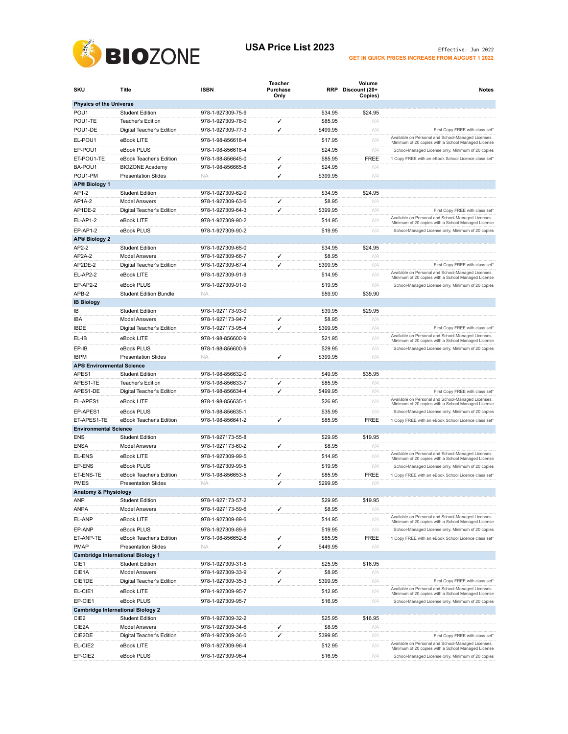# BIOZONE

## USA Price List 2023

Effective: Jun 2022

**GET IN QUICK PRICES INCREASE FROM AUGUST 1 2022**

| SKU | Title | ISBN | Teacher Purchase Only | RRP | Volume Discount (20+ Copies) | Notes |
|---|---|---|---|---|---|---|
| **Physics of the Universe** | | | | | | |
| POU1 | Student Edition | 978-1-927309-75-9 | | $34.95 | $24.95 | |
| POU1-TE | Teacher's Edition | 978-1-927309-78-0 | ✓ | $85.95 | NA | |
| POU1-DE | Digital Teacher's Edition | 978-1-927309-77-3 | ✓ | $499.95 | NA | First Copy FREE with class set* |
| EL-POU1 | eBook LITE | 978-1-98-856618-4 | | $17.95 | NA | Available on Personal and School-Managed Licenses. Minimum of 20 copies with a School Managed License |
| EP-POU1 | eBook PLUS | 978-1-98-856618-4 | | $24.95 | NA | School-Managed License only. Minimum of 20 copies |
| ET-POU1-TE | eBook Teacher's Edition | 978-1-98-856645-0 | ✓ | $85.95 | FREE | 1 Copy FREE with an eBook School Licence class set* |
| BA-POU1 | BIOZONE Academy | 978-1-98-856665-8 | ✓ | $24.95 | NA | |
| POU1-PM | Presentation Slides | NA | ✓ | $399.95 | NA | |
| **AP® Biology 1** | | | | | | |
| AP1-2 | Student Edition | 978-1-927309-62-9 | | $34.95 | $24.95 | |
| AP1A-2 | Model Answers | 978-1-927309-63-6 | ✓ | $8.95 | NA | |
| AP1DE-2 | Digital Teacher's Edition | 978-1-927309-64-3 | ✓ | $399.95 | NA | First Copy FREE with class set* |
| EL-AP1-2 | eBook LITE | 978-1-927309-90-2 | | $14.95 | NA | Available on Personal and School-Managed Licenses. Minimum of 20 copies with a School Managed License |
| EP-AP1-2 | eBook PLUS | 978-1-927309-90-2 | | $19.95 | NA | School-Managed License only. Minimum of 20 copies |
| **AP® Biology 2** | | | | | | |
| AP2-2 | Student Edition | 978-1-927309-65-0 | | $34.95 | $24.95 | |
| AP2A-2 | Model Answers | 978-1-927309-66-7 | ✓ | $8.95 | NA | |
| AP2DE-2 | Digital Teacher's Edition | 978-1-927309-67-4 | ✓ | $399.95 | NA | First Copy FREE with class set* |
| EL-AP2-2 | eBook LITE | 978-1-927309-91-9 | | $14.95 | NA | Available on Personal and School-Managed Licenses. Minimum of 20 copies with a School Managed License |
| EP-AP2-2 | eBook PLUS | 978-1-927309-91-9 | | $19.95 | NA | School-Managed License only. Minimum of 20 copies |
| APB-2 | Student Edition Bundle | NA | | $59.90 | $39.90 | |
| **IB Biology** | | | | | | |
| IB | Student Edition | 978-1-927173-93-0 | | $39.95 | $29.95 | |
| IBA | Model Answers | 978-1-927173-94-7 | ✓ | $8.95 | NA | |
| IBDE | Digital Teacher's Edition | 978-1-927173-95-4 | ✓ | $399.95 | NA | First Copy FREE with class set* |
| EL-IB | eBook LITE | 978-1-98-856600-9 | | $21.95 | NA | Available on Personal and School-Managed Licenses. Minimum of 20 copies with a School Managed License |
| EP-IB | eBook PLUS | 978-1-98-856600-9 | | $29.95 | NA | School-Managed License only. Minimum of 20 copies |
| IBPM | Presentation Slides | NA | ✓ | $399.95 | NA | |
| **AP® Environmental Science** | | | | | | |
| APES1 | Student Edition | 978-1-98-856632-0 | | $49.95 | $35.95 | |
| APES1-TE | Teacher's Edition | 978-1-98-856633-7 | ✓ | $85.95 | NA | |
| APES1-DE | Digital Teacher's Edition | 978-1-98-856634-4 | ✓ | $499.95 | NA | First Copy FREE with class set* |
| EL-APES1 | eBook LITE | 978-1-98-856635-1 | | $26.95 | NA | Available on Personal and School-Managed Licenses. Minimum of 20 copies with a School Managed License |
| EP-APES1 | eBook PLUS | 978-1-98-856635-1 | | $35.95 | NA | School-Managed License only. Minimum of 20 copies |
| ET-APES1-TE | eBook Teacher's Edition | 978-1-98-856641-2 | ✓ | $85.95 | FREE | 1 Copy FREE with an eBook School Licence class set* |
| **Environmental Science** | | | | | | |
| ENS | Student Edition | 978-1-927173-55-8 | | $29.95 | $19.95 | |
| ENSA | Model Answers | 978-1-927173-60-2 | ✓ | $8.95 | NA | |
| EL-ENS | eBook LITE | 978-1-927309-99-5 | | $14.95 | NA | Available on Personal and School-Managed Licenses. Minimum of 20 copies with a School Managed License |
| EP-ENS | eBook PLUS | 978-1-927309-99-5 | | $19.95 | NA | School-Managed License only. Minimum of 20 copies |
| ET-ENS-TE | eBook Teacher's Edition | 978-1-98-856653-5 | ✓ | $85.95 | FREE | 1 Copy FREE with an eBook School Licence class set* |
| PMES | Presentation Slides | NA | ✓ | $299.95 | NA | |
| **Anatomy & Physiology** | | | | | | |
| ANP | Student Edition | 978-1-927173-57-2 | | $29.95 | $19.95 | |
| ANPA | Model Answers | 978-1-927173-59-6 | ✓ | $8.95 | NA | |
| EL-ANP | eBook LITE | 978-1-927309-89-6 | | $14.95 | NA | Available on Personal and School-Managed Licenses. Minimum of 20 copies with a School Managed License |
| EP-ANP | eBook PLUS | 978-1-927309-89-6 | | $19.95 | NA | School-Managed License only. Minimum of 20 copies |
| ET-ANP-TE | eBook Teacher's Edition | 978-1-98-856652-8 | ✓ | $85.95 | FREE | 1 Copy FREE with an eBook School Licence class set* |
| PMAP | Presentation Slides | NA | ✓ | $449.95 | NA | |
| **Cambridge International Biology 1** | | | | | | |
| CIE1 | Student Edition | 978-1-927309-31-5 | | $25.95 | $16.95 | |
| CIE1A | Model Answers | 978-1-927309-33-9 | ✓ | $8.95 | NA | |
| CIE1DE | Digital Teacher's Edition | 978-1-927309-35-3 | ✓ | $399.95 | NA | First Copy FREE with class set* |
| EL-CIE1 | eBook LITE | 978-1-927309-95-7 | | $12.95 | NA | Available on Personal and School-Managed Licenses. Minimum of 20 copies with a School Managed License |
| EP-CIE1 | eBook PLUS | 978-1-927309-95-7 | | $16.95 | NA | School-Managed License only. Minimum of 20 copies |
| **Cambridge International Biology 2** | | | | | | |
| CIE2 | Student Edition | 978-1-927309-32-2 | | $25.95 | $16.95 | |
| CIE2A | Model Answers | 978-1-927309-34-6 | ✓ | $8.95 | NA | |
| CIE2DE | Digital Teacher's Edition | 978-1-927309-36-0 | ✓ | $399.95 | NA | First Copy FREE with class set* |
| EL-CIE2 | eBook LITE | 978-1-927309-96-4 | | $12.95 | NA | Available on Personal and School-Managed Licenses. Minimum of 20 copies with a School Managed License |
| EP-CIE2 | eBook PLUS | 978-1-927309-96-4 | | $16.95 | NA | School-Managed License only. Minimum of 20 copies |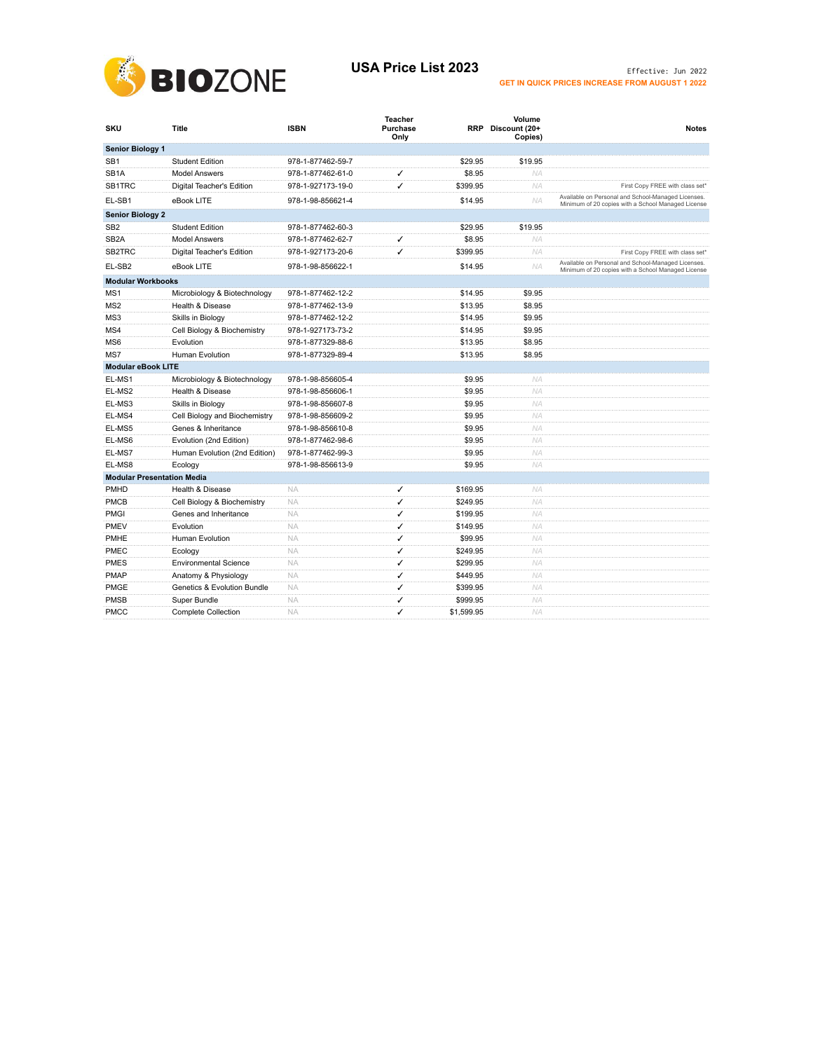# BIOZONE

## USA Price List 2023

Effective: Jun 2022

**GET IN QUICK PRICES INCREASE FROM AUGUST 1 2022**

| SKU | Title | ISBN | Teacher Purchase Only | RRP | Volume Discount (20+ Copies) | Notes |
|---|---|---|---|---|---|---|
| **Senior Biology 1** | | | | | | |
| SB1 | Student Edition | 978-1-877462-59-7 | | $29.95 | $19.95 | |
| SB1A | Model Answers | 978-1-877462-61-0 | ✓ | $8.95 | NA | |
| SB1TRC | Digital Teacher's Edition | 978-1-927173-19-0 | ✓ | $399.95 | NA | First Copy FREE with class set* |
| EL-SB1 | eBook LITE | 978-1-98-856621-4 | | $14.95 | NA | Available on Personal and School-Managed Licenses. Minimum of 20 copies with a School Managed License |
| **Senior Biology 2** | | | | | | |
| SB2 | Student Edition | 978-1-877462-60-3 | | $29.95 | $19.95 | |
| SB2A | Model Answers | 978-1-877462-62-7 | ✓ | $8.95 | NA | |
| SB2TRC | Digital Teacher's Edition | 978-1-927173-20-6 | ✓ | $399.95 | NA | First Copy FREE with class set* |
| EL-SB2 | eBook LITE | 978-1-98-856622-1 | | $14.95 | NA | Available on Personal and School-Managed Licenses. Minimum of 20 copies with a School Managed License |
| **Modular Workbooks** | | | | | | |
| MS1 | Microbiology & Biotechnology | 978-1-877462-12-2 | | $14.95 | $9.95 | |
| MS2 | Health & Disease | 978-1-877462-13-9 | | $13.95 | $8.95 | |
| MS3 | Skills in Biology | 978-1-877462-12-2 | | $14.95 | $9.95 | |
| MS4 | Cell Biology & Biochemistry | 978-1-927173-73-2 | | $14.95 | $9.95 | |
| MS6 | Evolution | 978-1-877329-88-6 | | $13.95 | $8.95 | |
| MS7 | Human Evolution | 978-1-877329-89-4 | | $13.95 | $8.95 | |
| **Modular eBook LITE** | | | | | | |
| EL-MS1 | Microbiology & Biotechnology | 978-1-98-856605-4 | | $9.95 | NA | |
| EL-MS2 | Health & Disease | 978-1-98-856606-1 | | $9.95 | NA | |
| EL-MS3 | Skills in Biology | 978-1-98-856607-8 | | $9.95 | NA | |
| EL-MS4 | Cell Biology and Biochemistry | 978-1-98-856609-2 | | $9.95 | NA | |
| EL-MS5 | Genes & Inheritance | 978-1-98-856610-8 | | $9.95 | NA | |
| EL-MS6 | Evolution (2nd Edition) | 978-1-877462-98-6 | | $9.95 | NA | |
| EL-MS7 | Human Evolution (2nd Edition) | 978-1-877462-99-3 | | $9.95 | NA | |
| EL-MS8 | Ecology | 978-1-98-856613-9 | | $9.95 | NA | |
| **Modular Presentation Media** | | | | | | |
| PMHD | Health & Disease | NA | ✓ | $169.95 | NA | |
| PMCB | Cell Biology & Biochemistry | NA | ✓ | $249.95 | NA | |
| PMGI | Genes and Inheritance | NA | ✓ | $199.95 | NA | |
| PMEV | Evolution | NA | ✓ | $149.95 | NA | |
| PMHE | Human Evolution | NA | ✓ | $99.95 | NA | |
| PMEC | Ecology | NA | ✓ | $249.95 | NA | |
| PMES | Environmental Science | NA | ✓ | $299.95 | NA | |
| PMAP | Anatomy & Physiology | NA | ✓ | $449.95 | NA | |
| PMGE | Genetics & Evolution Bundle | NA | ✓ | $399.95 | NA | |
| PMSB | Super Bundle | NA | ✓ | $999.95 | NA | |
| PMCC | Complete Collection | NA | ✓ | $1,599.95 | NA | |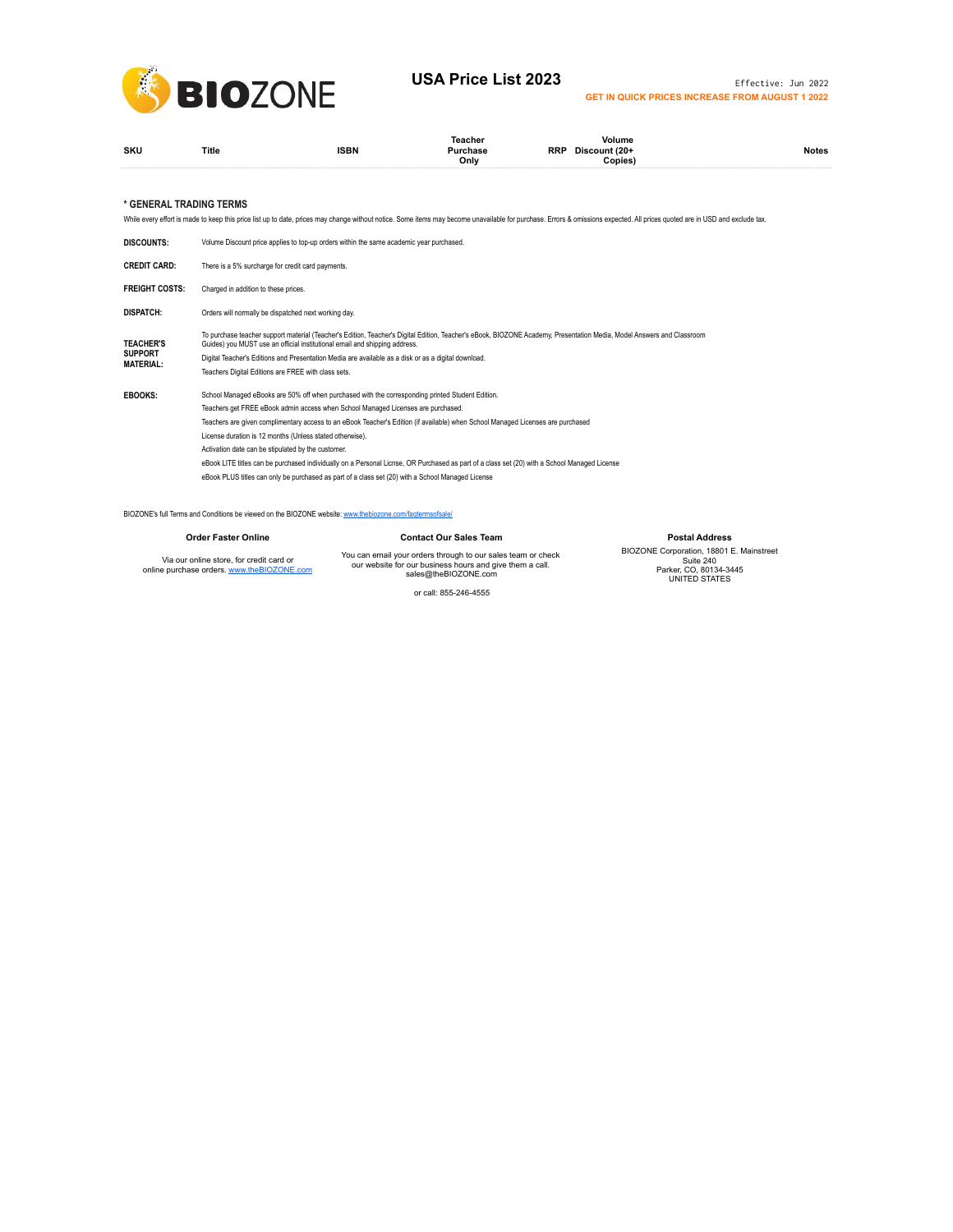BIOZONE

# USA Price List 2023

Effective: Jun 2022

**GET IN QUICK PRICES INCREASE FROM AUGUST 1 2022**

| SKU | Title | ISBN | Teacher Purchase Only | RRP | Volume Discount (20+ Copies) | Notes |
|---|---|---|---|---|---|---|

## * GENERAL TRADING TERMS

While every effort is made to keep this price list up to date, prices may change without notice. Some items may become unavailable for purchase. Errors & omissions expected. All prices quoted are in USD and exclude tax.

**DISCOUNTS:** Volume Discount price applies to top-up orders within the same academic year purchased.

**CREDIT CARD:** There is a 5% surcharge for credit card payments.

**FREIGHT COSTS:** Charged in addition to these prices.

**DISPATCH:** Orders will normally be dispatched next working day.

**TEACHER'S SUPPORT MATERIAL:**

To purchase teacher support material (Teacher's Edition, Teacher's Digital Edition, Teacher's eBook, BIOZONE Academy, Presentation Media, Model Answers and Classroom Guides) you MUST use an official institutional email and shipping address.

Digital Teacher's Editions and Presentation Media are available as a disk or as a digital download.

Teachers Digital Editions are FREE with class sets.

**EBOOKS:**

School Managed eBooks are 50% off when purchased with the corresponding printed Student Edition.

Teachers get FREE eBook admin access when School Managed Licenses are purchased.

Teachers are given complimentary access to an eBook Teacher's Edition (if available) when School Managed Licenses are purchased

License duration is 12 months (Unless stated otherwise).

Activation date can be stipulated by the customer.

eBook LITE titles can be purchased individually on a Personal Licnse, OR Purchased as part of a class set (20) with a School Managed License

eBook PLUS titles can only be purchased as part of a class set (20) with a School Managed License

BIOZONE's full Terms and Conditions be viewed on the BIOZONE website: [www.thebiozone.com/faqtermsofsale/](www.thebiozone.com/faqtermsofsale/)

**Order Faster Online**

Via our online store, for credit card or online purchase orders. [www.theBIOZONE.com](www.theBIOZONE.com)

**Contact Our Sales Team**

You can email your orders through to our sales team or check our website for our business hours and give them a call.
sales@theBIOZONE.com

or call: 855-246-4555

**Postal Address**

BIOZONE Corporation, 18801 E. Mainstreet
Suite 240
Parker, CO, 80134-3445
UNITED STATES